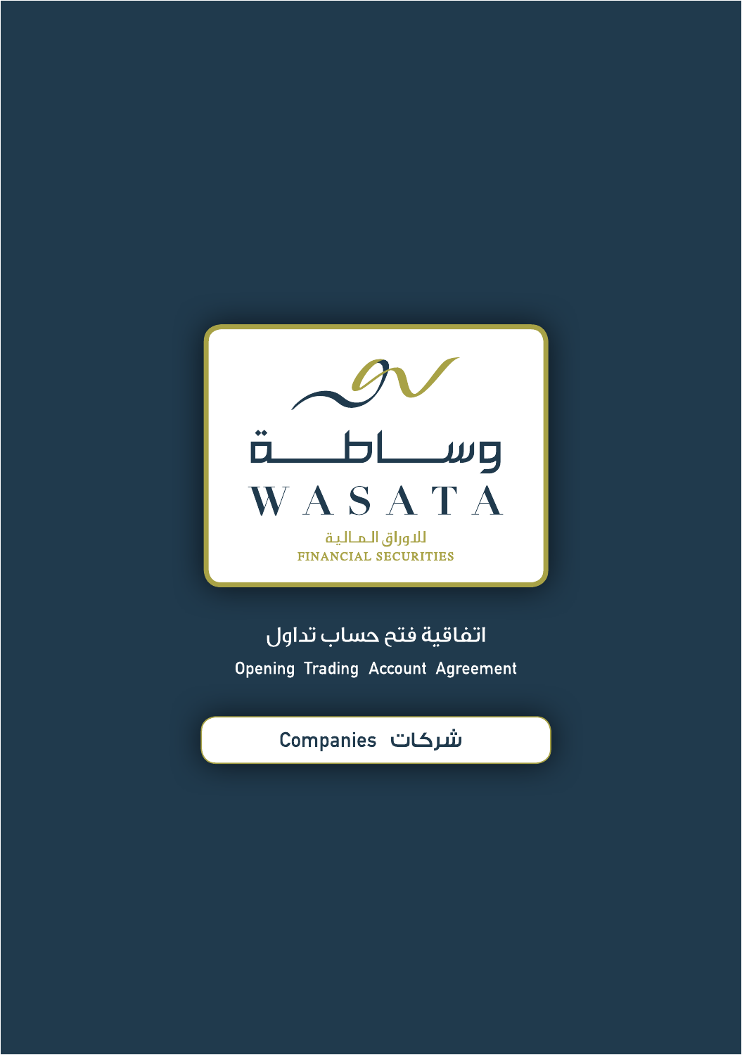وساطة

WASATA

للاوراق المالية

FINANCIAL SECURITIES

# اتفاقية فتح حساب تداول

# Opening Trading Account Agreement

**Companies شركات**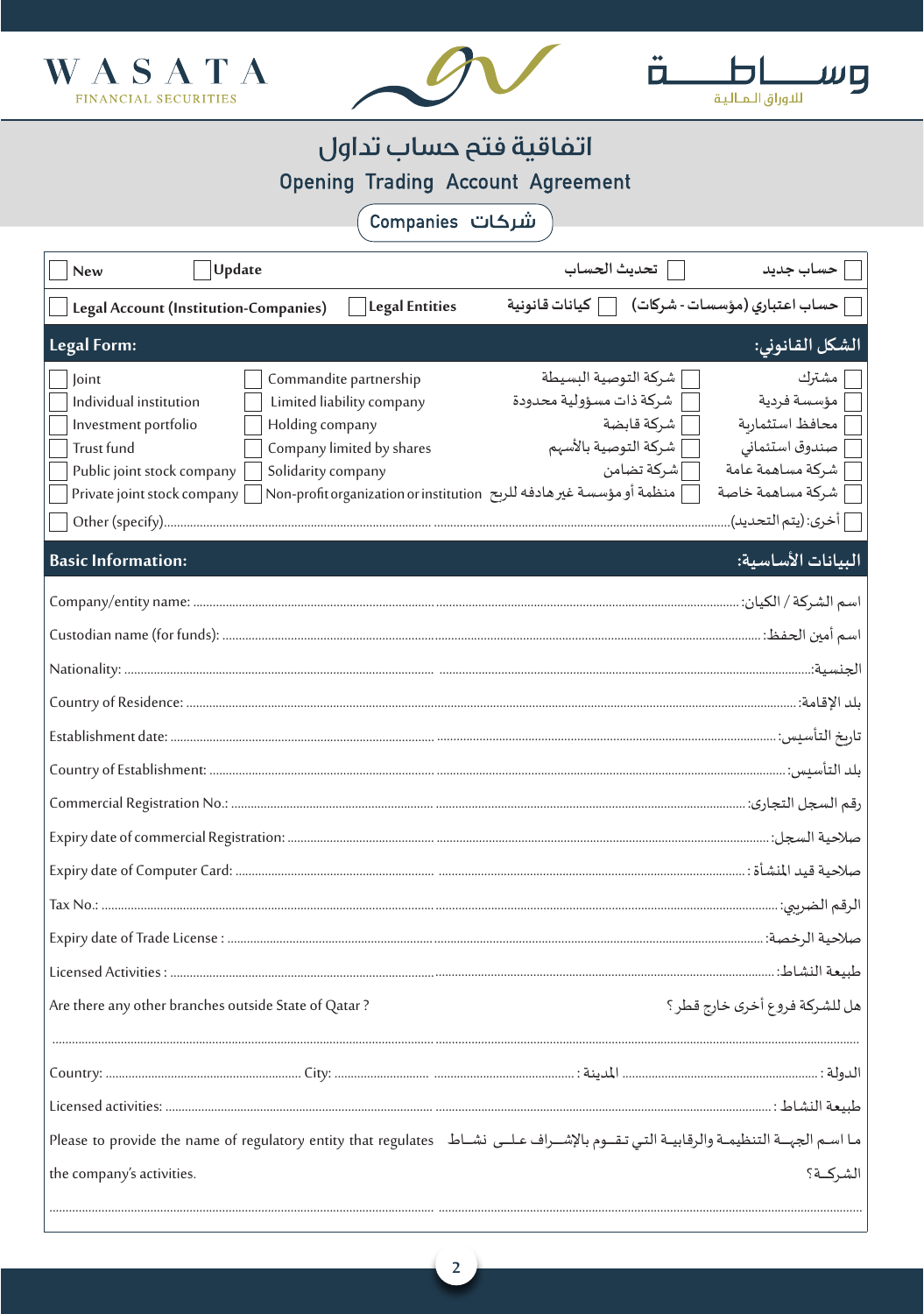WASATA FINANCIAL SECURITIES

وساطة للأوراق المالية

# اتفاقية فتح حساب تداول
# Opening Trading Account Agreement

## Companies شركات

☐ New ☐ Update ☐ تحديث الحساب ☐ حساب جديد

☐ Legal Account (Institution-Companies) ☐ Legal Entities ☐ كيانات قانونية ☐ حساب اعتباري (مؤسسات - شركات)

### Legal Form: الشكل القانوني:

| | | | |
|---|---|---|---|
| ☐ Joint | ☐ Commandite partnership | ☐ شركة التوصية البسيطة | ☐ مشترك |
| ☐ Individual institution | ☐ Limited liability company | ☐ شركة ذات مسؤولية محدودة | ☐ مؤسسة فردية |
| ☐ Investment portfolio | ☐ Holding company | ☐ شركة قابضة | ☐ محافظ استثمارية |
| ☐ Trust fund | ☐ Company limited by shares | ☐ شركة التوصية بالأسهم | ☐ صندوق استثماني |
| ☐ Public joint stock company | ☐ Solidarity company | ☐ شركة تضامن | ☐ شركة مساهمة عامة |
| ☐ Private joint stock company | ☐ Non-profit organization or institution | ☐ منظمة أو مؤسسة غير هادفه للربح | ☐ شركة مساهمة خاصة |

☐ Other (specify)........................................ ☐ أخرى: (يتم التحديد)........................................

### Basic Information: البيانات الأساسية:

Company/entity name: ........................................ اسم الشركة / الكيان:

Custodian name (for funds): ........................................ اسم أمين الحفظ:

Nationality: ........................................ الجنسية:

Country of Residence: ........................................ بلد الإقامة:

Establishment date: ........................................ تاريخ التأسيس:

Country of Establishment: ........................................ بلد التأسيس:

Commercial Registration No.: ........................................ رقم السجل التجاري:

Expiry date of commercial Registration: ........................................ صلاحية السجل:

Expiry date of Computer Card: ........................................ صلاحية قيد المنشأة:

Tax No.: ........................................ الرقم الضريبي:

Expiry date of Trade License : ........................................ صلاحية الرخصة:

Licensed Activities : ........................................ طبيعة النشاط:

Are there any other branches outside State of Qatar ? هل للشركة فروع أخرى خارج قطر ؟

........................................

Country: .................... City: .................... المدينة : .................... الدولة : ....................

Licensed activities: ........................................ طبيعة النشاط :

Please to provide the name of regulatory entity that regulates the company's activities. ما اسم الجهة التنظيمة والرقابية التي تقوم بالإشراف على نشاط الشركة؟

........................................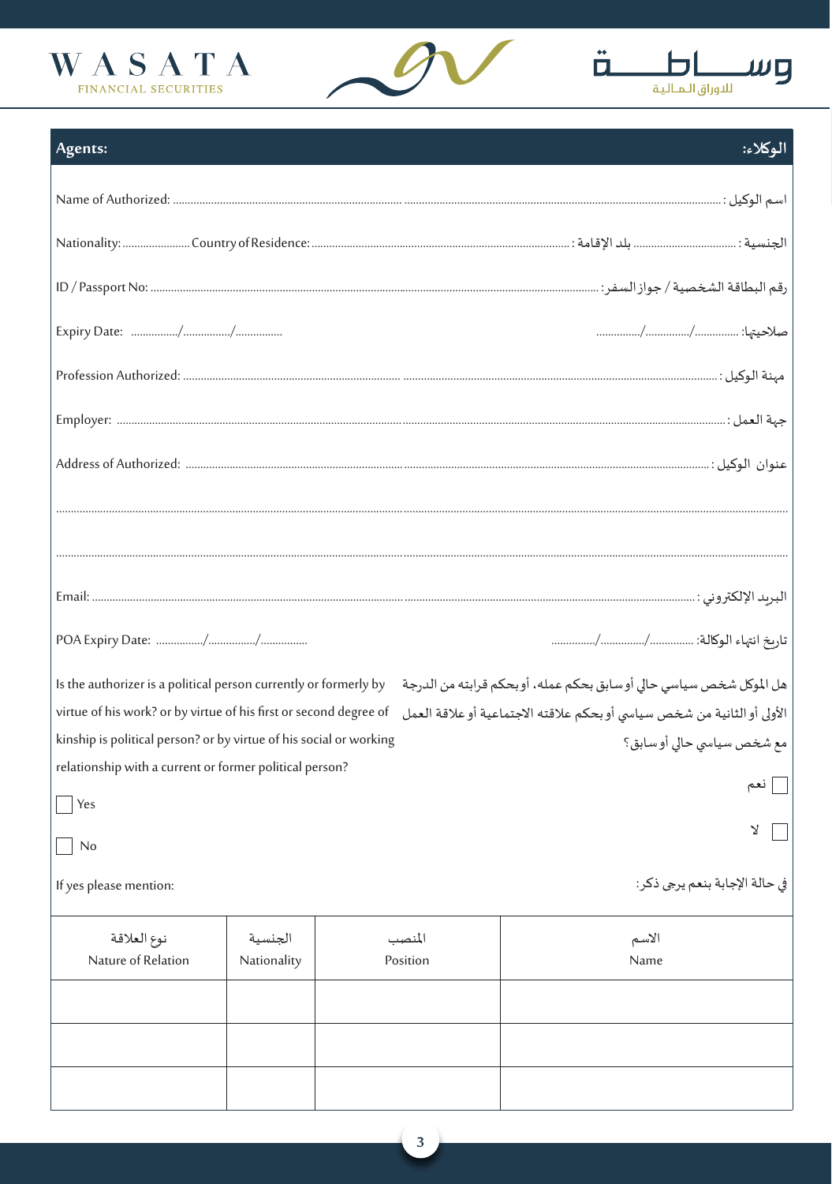## Agents: الوكلاء:

Name of Authorized: ............................................................................ ............................................................................ :اسم الوكيل

Nationality: ....................... Country of Residence: ............................................................ : بلد الإقامة ................................... : الجنسية

ID / Passport No: ............................................................................ :رقم البطاقة الشخصية / جواز السفر

Expiry Date: ................/................/................ صلاحيتها: ................/................/................

Profession Authorized: ............................................................................ : مهنة الوكيل

Employer: ............................................................................ : جهة العمل

Address of Authorized: ............................................................................ : عنوان الوكيل

............................................................................

............................................................................

Email: ............................................................................ : البريد الإلكتروني

POA Expiry Date: ................/................/................ تاريخ انتهاء الوكالة: ................/................/................

Is the authorizer is a political person currently or formerly by virtue of his work? or by virtue of his first or second degree of kinship is political person? or by virtue of his social or working relationship with a current or former political person?

هل الموكل شخص سياسي حالي أو سابق بحكم عمله، أو بحكم قرابته من الدرجة الأولى أو الثانية من شخص سياسي أو بحكم علاقته الاجتماعية أو علاقة العمل مع شخص سياسي حالي أو سابق؟

☐ Yes ☐ نعم

☐ No ☐ لا

If yes please mention: في حالة الإجابة بنعم يرجى ذكر:

| نوع العلاقة<br>Nature of Relation | الجنسية<br>Nationality | المنصب<br>Position | الاسم<br>Name |
|---|---|---|---|
| | | | |
| | | | |
| | | | |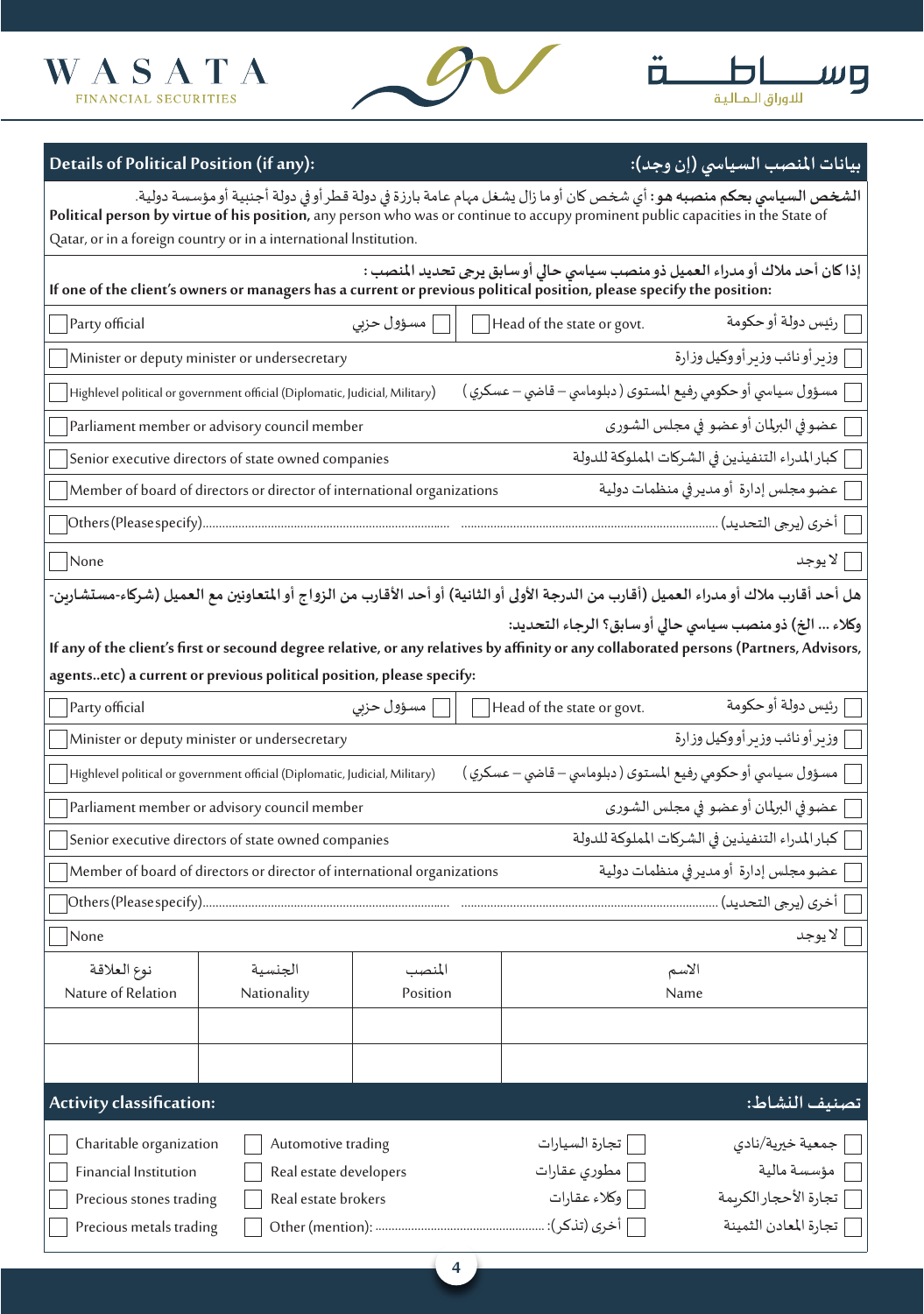## Details of Political Position (if any): | بيانات المنصب السياسي (إن وجد):

**الشخص السياسي بحكم منصبه هو:** أي شخص كان أو ما زال يشغل مهام عامة بارزة في دولة قطر أو في دولة أجنبية أو مؤسسة دولية.

**Political person by virtue of his position,** any person who was or continue to accupy prominent public capacities in the State of Qatar, or in a foreign country or in a international Institution.

**إذا كان أحد ملاك أو مدراء العميل ذو منصب سياسي حالي أو سابق يرجى تحديد المنصب :**
**If one of the client's owners or managers has a current or previous political position, please specify the position:**

| | |
|---|---|
| ☐ Party official / مسؤول حزبي ☐ | ☐ Head of the state or govt. / رئيس دولة أو حكومة ☐ |
| ☐ Minister or deputy minister or undersecretary | وزير أو نائب وزير أو وكيل وزارة ☐ |
| ☐ Highlevel political or government official (Diplomatic, Judicial, Military) | مسؤول سياسي أو حكومي رفيع المستوى ( دبلوماسي – قاضي – عسكري ) ☐ |
| ☐ Parliament member or advisory council member | عضو في البرلمان أو عضو في مجلس الشورى ☐ |
| ☐ Senior executive directors of state owned companies | كبار المدراء التنفيذين في الشركات المملوكة للدولة ☐ |
| ☐ Member of board of directors or director of international organizations | عضو مجلس إدارة أو مدير في منظمات دولية ☐ |
| ☐ Others (Please specify)........................................ | ........................................ أخرى (يرجى التحديد) ☐ |
| ☐ None | لا يوجد ☐ |

**هل أحد أقارب ملاك أو مدراء العميل (أقارب من الدرجة الأولى أو الثانية) أو أحد الأقارب من الزواج أو المتعاونين مع العميل (شركاء-مستشارين-وكلاء ... الخ) ذو منصب سياسي حالي أو سابق؟ الرجاء التحديد:**

**If any of the client's first or secound degree relative, or any relatives by affinity or any collaborated persons (Partners, Advisors, agents..etc) a current or previous political position, please specify:**

| | |
|---|---|
| ☐ Party official / مسؤول حزبي ☐ | ☐ Head of the state or govt. / رئيس دولة أو حكومة ☐ |
| ☐ Minister or deputy minister or undersecretary | وزير أو نائب وزير أو وكيل وزارة ☐ |
| ☐ Highlevel political or government official (Diplomatic, Judicial, Military) | مسؤول سياسي أو حكومي رفيع المستوى ( دبلوماسي – قاضي – عسكري ) ☐ |
| ☐ Parliament member or advisory council member | عضو في البرلمان أو عضو في مجلس الشورى ☐ |
| ☐ Senior executive directors of state owned companies | كبار المدراء التنفيذين في الشركات المملوكة للدولة ☐ |
| ☐ Member of board of directors or director of international organizations | عضو مجلس إدارة أو مدير في منظمات دولية ☐ |
| ☐ Others (Please specify)........................................ | ........................................ أخرى (يرجى التحديد) ☐ |
| ☐ None | لا يوجد ☐ |

| نوع العلاقة<br>Nature of Relation | الجنسية<br>Nationality | المنصب<br>Position | الاسم<br>Name |
|---|---|---|---|
| | | | |
| | | | |

## Activity classification: | تصنيف النشاط:

| | | | |
|---|---|---|---|
| ☐ Charitable organization | ☐ Automotive trading | تجارة السيارات ☐ | جمعية خيرية/نادي ☐ |
| ☐ Financial Institution | ☐ Real estate developers | مطوري عقارات ☐ | مؤسسة مالية ☐ |
| ☐ Precious stones trading | ☐ Real estate brokers | وكلاء عقارات ☐ | تجارة الأحجار الكريمة ☐ |
| ☐ Precious metals trading | ☐ Other (mention): ........................................ | أخرى (تذكر): ☐ | تجارة المعادن الثمينة ☐ |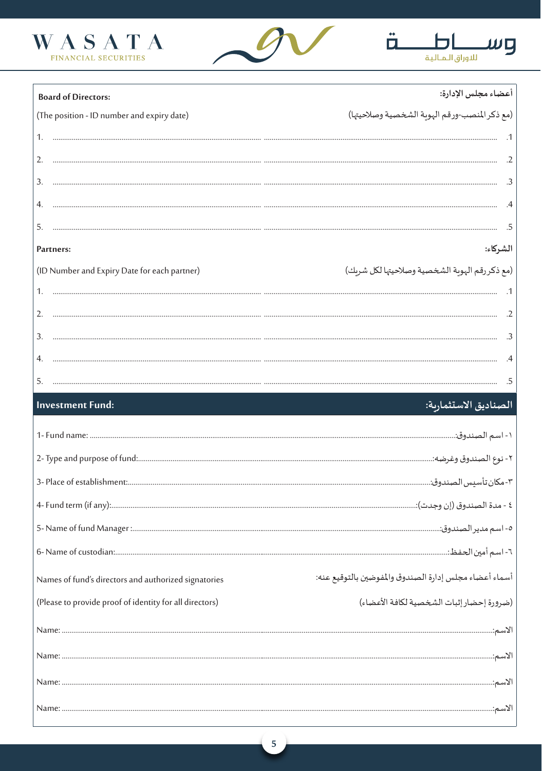**Board of Directors:** | **أعضاء مجلس الإدارة:**

(The position - ID number and expiry date) | (مع ذكر المنصب-ورقم الهوية الشخصية وصلاحيتها)

1. .......................................................... .1

2. .......................................................... .2

3. .......................................................... .3

4. .......................................................... .4

5. .......................................................... .5

**Partners:** | **الشركاء:**

(ID Number and Expiry Date for each partner) | (مع ذكر رقم الهوية الشخصية وصلاحيتها لكل شريك)

1. .......................................................... .1

2. .......................................................... .2

3. .......................................................... .3

4. .......................................................... .4

5. .......................................................... .5

## Investment Fund: | الصناديق الاستثمارية:

1- Fund name: .......................................................... ١- اسم الصندوق:

2- Type and purpose of fund: .......................................................... ٢- نوع الصندوق وغرضه:

3- Place of establishment: .......................................................... ٣-مكان تأسيس الصندوق:

4- Fund term (if any): .......................................................... ٤ - مدة الصندوق (إن وجدت):

5- Name of fund Manager : .......................................................... ٥- اسم مدير الصندوق:

6- Name of custodian: .......................................................... ٦- اسم أمين الحفظ:

Names of fund's directors and authorized signatories | أسماء أعضاء مجلس إدارة الصندوق والمفوضين بالتوقيع عنه:

(Please to provide proof of identity for all directors) | (ضرورة إحضار إثبات الشخصية لكافة الأعضاء)

Name: .......................................................... :الاسم

Name: .......................................................... :الاسم

Name: .......................................................... :الاسم

Name: .......................................................... :الاسم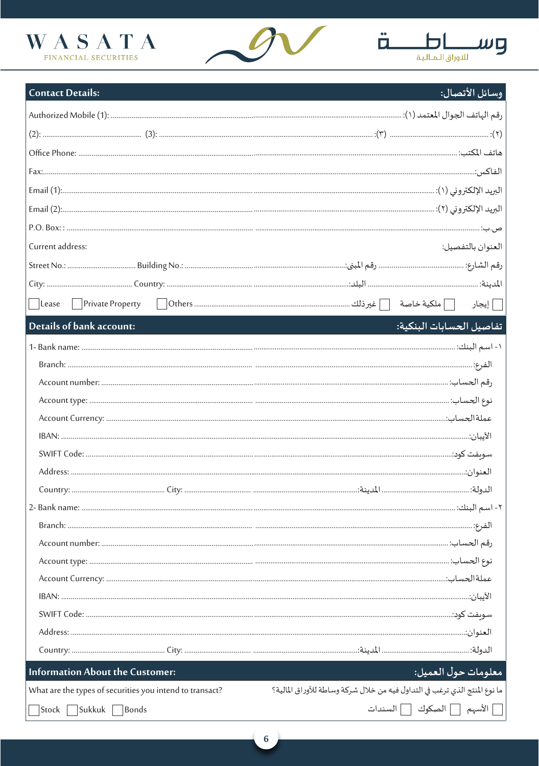## Contact Details: | وسائل الأتصال:

Authorized Mobile (1): ............................................................ رقم الهاتف الجوال المعتمد (١): ............................................................

(2): ............................................ (3): ............................................ :(٣) ............................................ :(٢) ............................................

Office Phone: ............................................................ هاتف المكتب: ............................................................

Fax: ............................................................ الفاكس: ............................................................

Email (1): ............................................................ البريد الإلكتروني (١): ............................................................

Email (2): ............................................................ البريد الإلكتروني (٢): ............................................................

P.O. Box: : ............................................................ ص.ب: ............................................................

Current address: العنوان بالتفصيل:

Street No.: .................................... Building No.: .................................... رقم المبنى: .................................... رقم الشارع: ....................................

City: .................................... Country: .................................... البلد: .................................... المدينة: ....................................

☐ Lease ☐ Private Property ☐ Others .................................... غيرذلك ☐ ملكية خاصة ☐ إيجار ☐

## Details of bank account: | تفاصيل الحسابات البنكية:

1- Bank name: ............................................................ ١- اسم البنك: ............................................................

Branch: ............................................................ الفرع: ............................................................

Account number: ............................................................ رقم الحساب: ............................................................

Account type: ............................................................ نوع الحساب: ............................................................

Account Currency: ............................................................ عملة الحساب: ............................................................

IBAN: ............................................................ الآيبان: ............................................................

SWIFT Code: ............................................................ سويفت كود: ............................................................

Address: ............................................................ العنوان: ............................................................

Country: .................................... City: .................................... المدينة: .................................... الدولة: ....................................

2- Bank name: ............................................................ ٢- اسم البنك: ............................................................

Branch: ............................................................ الفرع: ............................................................

Account number: ............................................................ رقم الحساب: ............................................................

Account type: ............................................................ نوع الحساب: ............................................................

Account Currency: ............................................................ عملة الحساب: ............................................................

IBAN: ............................................................ الآيبان: ............................................................

SWIFT Code: ............................................................ سويفت كود: ............................................................

Address: ............................................................ العنوان: ............................................................

Country: .................................... City: .................................... المدينة: .................................... الدولة: ....................................

## Information About the Customer: | معلومات حول العميل:

What are the types of securities you intend to transact? ما نوع المنتج الذي ترغب في التداول فيه من خلال شركة وساطة للأوراق المالية؟

☐ Stock ☐ Sukkuk ☐ Bonds السندات ☐ الصكوك ☐ الأسهم ☐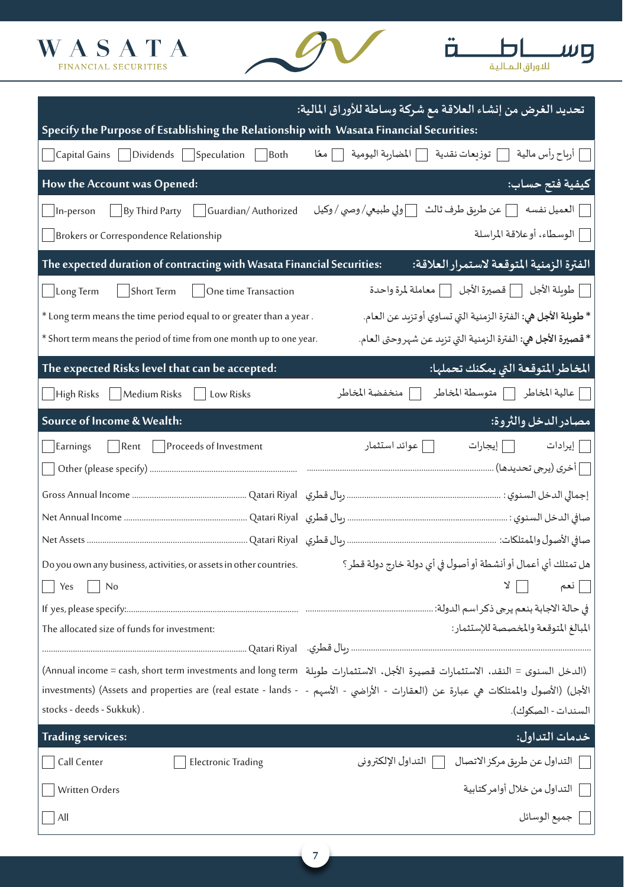WASATA FINANCIAL SECURITIES — وساطة للاوراق المالية

## تحديد الغرض من إنشاء العلاقة مع شركة وساطة للأوراق المالية:
## Specify the Purpose of Establishing the Relationship with Wasata Financial Securities:

☐ Capital Gains ☐ Dividends ☐ Speculation ☐ Both

☐ أرباح رأس مالية ☐ توزيعات نقدية ☐ المضاربة اليومية ☐ معًا

## How the Account was Opened: — كيفية فتح حساب:

☐ In-person ☐ By Third Party ☐ Guardian/ Authorized

☐ العميل نفسه ☐ عن طريق طرف ثالث ☐ ولي طبيعي/ وصي / وكيل

☐ Brokers or Correspondence Relationship

☐ الوسطاء، أو علاقة المراسلة

## The expected duration of contracting with Wasata Financial Securities: — الفترة الزمنية المتوقعة لاستمرار العلاقة:

☐ Long Term ☐ Short Term ☐ One time Transaction

☐ طويلة الأجل ☐ قصيرة الأجل ☐ معاملة لمرة واحدة

* Long term means the time period equal to or greater than a year .

* **طويلة الأجل هي:** الفترة الزمنية التي تساوي أو تزيد عن العام.

* Short term means the period of time from one month up to one year.

* **قصيرة الأجل هي:** الفترة الزمنية التي تزيد عن شهر وحتى العام.

## The expected Risks level that can be accepted: — المخاطر المتوقعة التي يمكنك تحملها:

☐ High Risks ☐ Medium Risks ☐ Low Risks

☐ عالية المخاطر ☐ متوسطة المخاطر ☐ منخفضة المخاطر

## Source of Income & Wealth: — مصادر الدخل والثروة:

☐ Earnings ☐ Rent ☐ Proceeds of Investment

☐ إيرادات ☐ إيجارات ☐ عوائد استثمار

☐ Other (please specify) ..................................................................

☐ أخرى (يرجى تحديدها) ..................................................................

Gross Annual Income .................................................. Qatari Riyal — إجمالي الدخل السنوي : .................................................. ريال قطري

Net Annual Income .................................................. Qatari Riyal — صافي الدخل السنوي : .................................................. ريال قطري

Net Assets .................................................. Qatari Riyal — صافي الأصول والممتلكات: .................................................. ريال قطري

Do you own any business, activities, or assets in other countries.

هل تمتلك أي أعمال أو أنشطة أو أصول في أي دولة خارج دولة قطر؟

☐ Yes ☐ No

☐ نعم ☐ لا

If yes, please specify:..................................................................

في حالة الاجابة بنعم يرجى ذكر اسم الدولة:..................................................................

The allocated size of funds for investment:

المبالغ المتوقعة والمخصصة للإستثمار:

.................................................................................. Qatari Riyal — ريال قطري. ..................................................................................

(Annual income = cash, short term investments and long term investments) (Assets and properties are (real estate - lands - stocks - deeds - Sukkuk) .

(الدخل السنوي = النقد، الاستثمارات قصيرة الأجل، الاستثمارات طويلة الأجل) (الأصول والممتلكات هي عبارة عن (العقارات - الأراضي - الأسهم - السندات - الصكوك).

## Trading services: — خدمات التداول:

☐ Call Center ☐ Electronic Trading

☐ التداول عن طريق مركز الاتصال ☐ التداول الإلكترونى

☐ Written Orders

☐ التداول من خلال أوامر كتابية

☐ All

☐ جميع الوسائل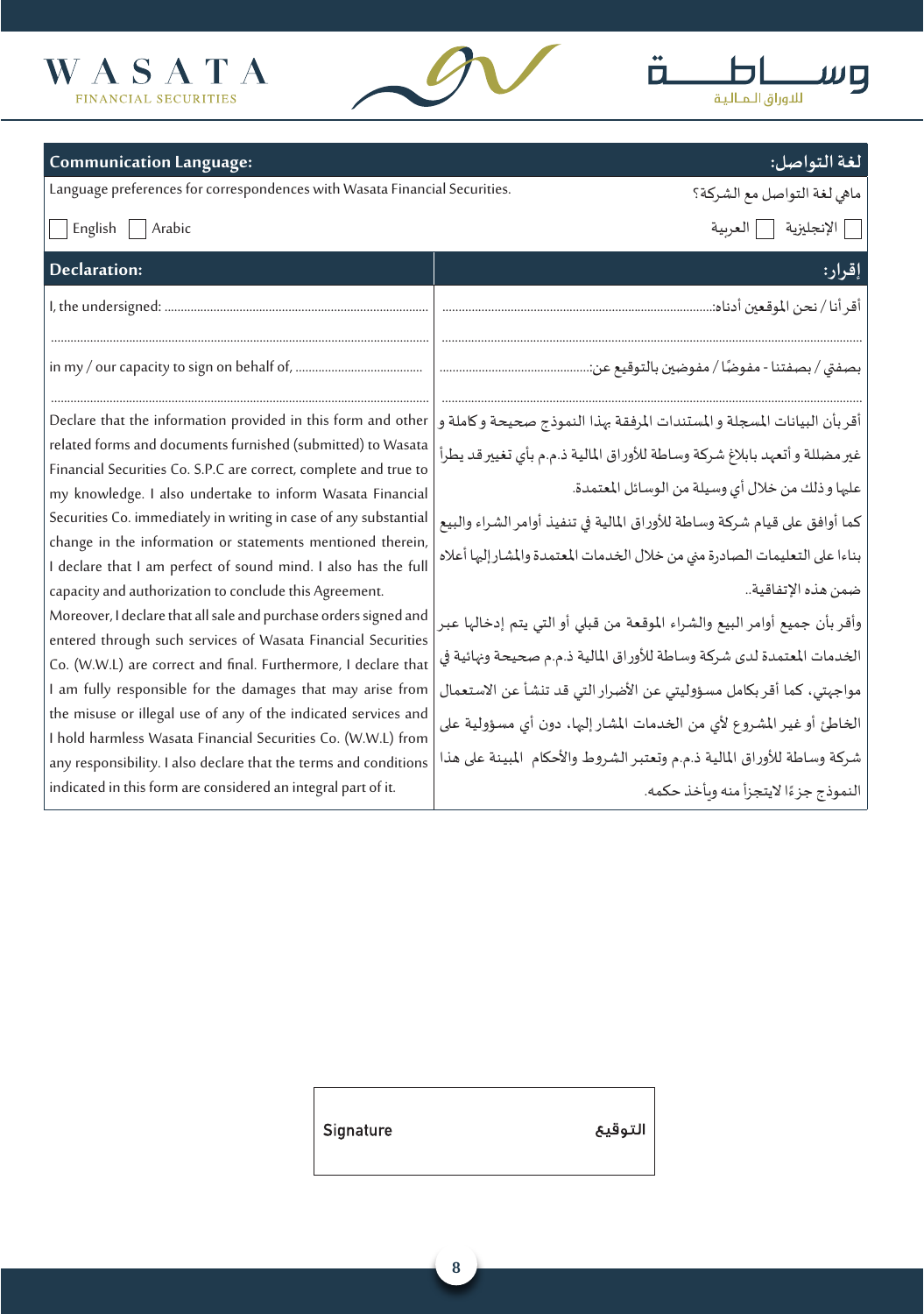| **Communication Language:** | **لغة التواصل:** |
|---|---|
| Language preferences for correspondences with Wasata Financial Securities. | ماهي لغة التواصل مع الشركة؟ |
| ☐ English ☐ Arabic | ☐ الإنجليزية ☐ العربية |

| **Declaration:** | **إقرار:** |
|---|---|
| I, the undersigned: ................................................................................ | أقر أنا / نحن الموقعين أدناه:................................................................................ |
| ................................................................................................................ | ................................................................................................................ |
| in my / our capacity to sign on behalf of, ..................................... | بصفتي / بصفتنا - مفوضًا / مفوضين بالتوقيع عن:............................................ |
| ................................................................................................................ Declare that the information provided in this form and other related forms and documents furnished (submitted) to Wasata Financial Securities Co. S.P.C are correct, complete and true to my knowledge. I also undertake to inform Wasata Financial Securities Co. immediately in writing in case of any substantial change in the information or statements mentioned therein, I declare that I am perfect of sound mind. I also has the full capacity and authorization to conclude this Agreement. Moreover, I declare that all sale and purchase orders signed and entered through such services of Wasata Financial Securities Co. (W.W.L) are correct and final. Furthermore, I declare that I am fully responsible for the damages that may arise from the misuse or illegal use of any of the indicated services and I hold harmless Wasata Financial Securities Co. (W.W.L) from any responsibility. I also declare that the terms and conditions indicated in this form are considered an integral part of it. | ................................................................................................................ أقر بأن البيانات المسجلة و المستندات المرفقة بهذا النموذج صحيحة و كاملة و غير مضللة و أتعهد بابلاغ شركة وساطة للأوراق المالية ذ.م.م بأي تغيير قد يطرأ عليها و ذلك من خلال أي وسيلة من الوسائل المعتمدة. كما أوافق على قيام شركة وساطة للأوراق المالية في تنفيذ أوامر الشراء والبيع بناءا على التعليمات الصادرة مني من خلال الخدمات المعتمدة والمشار إليها أعلاه ضمن هذه الإتفاقية.. وأقر بأن جميع أوامر البيع والشراء الموقعة من قبلي أو التي يتم إدخالها عبر الخدمات المعتمدة لدى شركة وساطة للأوراق المالية ذ.م.م صحيحة ونهائية في مواجهتي، كما أقر بكامل مسؤوليتي عن الأضرار التي قد تنشأ عن الاستعمال الخاطئ أو غير المشروع لأي من الخدمات المشار إليها، دون أي مسؤولية على شركة وساطة للأوراق المالية ذ.م.م وتعتبر الشروط والأحكام المبينة على هذا النموذج جزءًا لايتجزأ منه ويأخذ حكمه. |

| Signature | التوقيع |
|---|---|
| | |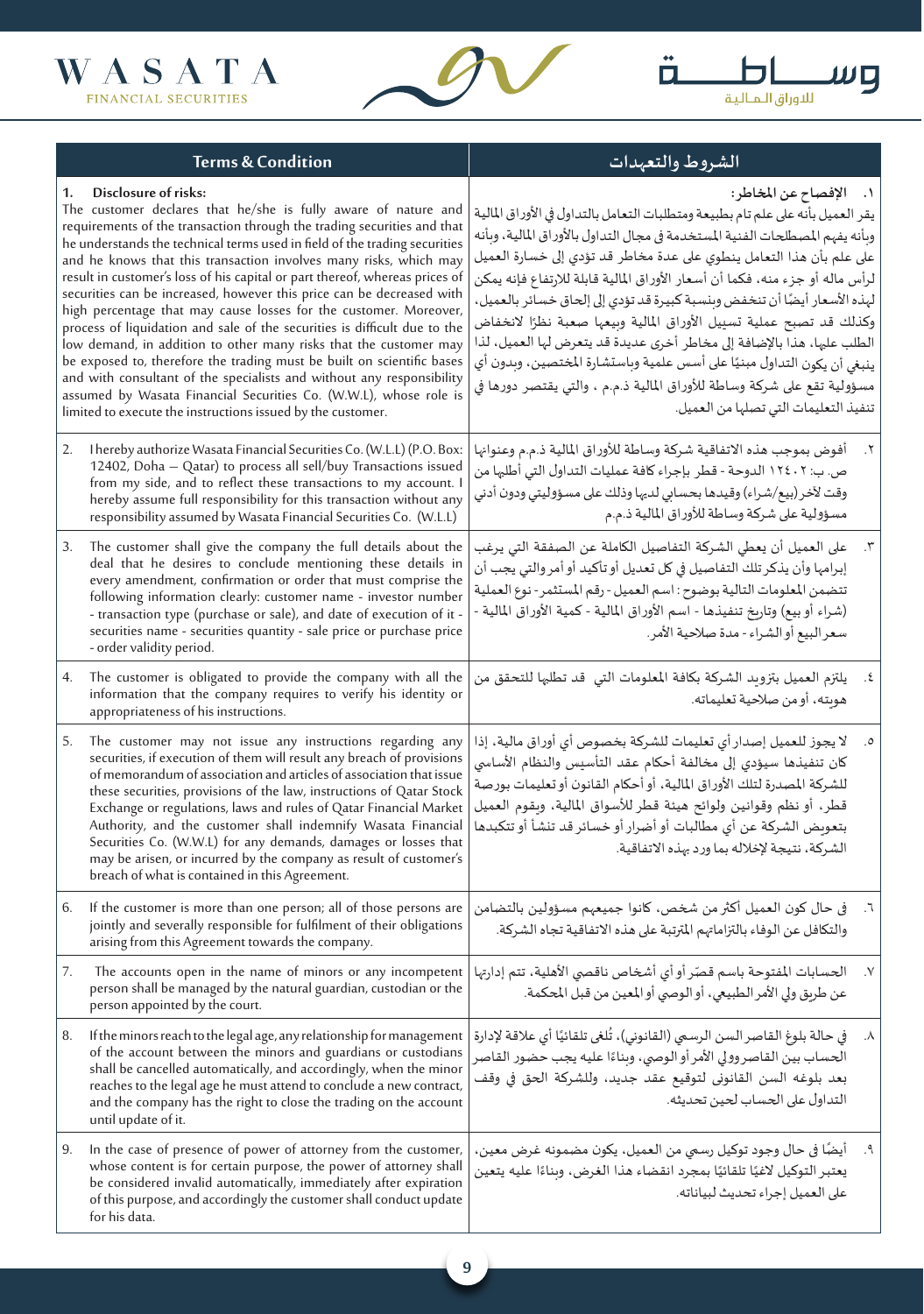| Terms & Condition | الشروط والتعهدات |
|---|---|
| **1. Disclosure of risks:** The customer declares that he/she is fully aware of nature and requirements of the transaction through the trading securities and that he understands the technical terms used in field of the trading securities and he knows that this transaction involves many risks, which may result in customer's loss of his capital or part thereof, whereas prices of securities can be increased, however this price can be decreased with high percentage that may cause losses for the customer. Moreover, process of liquidation and sale of the securities is difficult due to the low demand, in addition to other many risks that the customer may be exposed to, therefore the trading must be built on scientific bases and with consultant of the specialists and without any responsibility assumed by Wasata Financial Securities Co. (W.W.L), whose role is limited to execute the instructions issued by the customer. | **١. الإفصاح عن المخاطر:** يقر العميل بأنه على علم تام بطبيعة ومتطلبات التعامل بالتداول في الأوراق المالية وبأنه يفهم المصطلحات الفنية المستخدمة في مجال التداول بالأوراق المالية، وبأنه على علم بأن هذا التعامل ينطوي على عدة مخاطر قد تؤدي إلى خسارة العميل لرأس ماله أو جزء منه، فكما أن أسعار الأوراق المالية قابلة للارتفاع فإنه يمكن لهذه الأسعار أيضًا أن تنخفض وبنسبة كبيرة قد تؤدي إلى إلحاق خسائر بالعميل، وكذلك قد تصبح عملية تسييل الأوراق المالية وبيعها صعبة نظرًا لانخفاض الطلب عليها، هذا بالإضافة إلى مخاطر أخرى عديدة قد يتعرض لها العميل، لذا ينبغي أن يكون التداول مبنيًا على أسس علمية وباستشارة المختصين، وبدون أي مسؤولية تقع على شركة وساطة للأوراق المالية ذ.م.م ، والتي يقتصر دورها في تنفيذ التعليمات التي تصلها من العميل. |
| 2. I hereby authorize Wasata Financial Securities Co. (W.L.L) (P.O. Box: 12402, Doha – Qatar) to process all sell/buy Transactions issued from my side, and to reflect these transactions to my account. I hereby assume full responsibility for this transaction without any responsibility assumed by Wasata Financial Securities Co. (W.L.L) | ٢. أفوض بموجب هذه الاتفاقية شركة وساطة للأوراق المالية ذ.م.م وعنوانها ص. ب: ١٢٤٠٢ الدوحة - قطر بإجراء كافة عمليات التداول التي أطلبها من وقت لآخر (بيع/شراء) وقيدها بحسابي لديها وذلك على مسؤوليتي ودون أدني مسؤولية على شركة وساطة للأوراق المالية ذ.م.م |
| 3. The customer shall give the company the full details about the deal that he desires to conclude mentioning these details in every amendment, confirmation or order that must comprise the following information clearly: customer name - investor number - transaction type (purchase or sale), and date of execution of it - securities name - securities quantity - sale price or purchase price - order validity period. | ٣. على العميل أن يعطي الشركة التفاصيل الكاملة عن الصفقة التي يرغب إبرامها وأن يذكر تلك التفاصيل في كل تعديل أو تأكيد أو أمر والتي يجب أن تتضمن المعلومات التالية بوضوح : اسم العميل - رقم المستثمر- نوع العملية (شراء أو بيع) وتاريخ تنفيذها - اسم الأوراق المالية - كمية الأوراق المالية - سعر البيع أو الشراء - مدة صلاحية الأمر. |
| 4. The customer is obligated to provide the company with all the information that the company requires to verify his identity or appropriateness of his instructions. | ٤. يلتزم العميل بتزويد الشركة بكافة المعلومات التي قد تطلبها للتحقق من هويته، أو من صلاحية تعليماته. |
| 5. The customer may not issue any instructions regarding any securities, if execution of them will result any breach of provisions of memorandum of association and articles of association that issue these securities, provisions of the law, instructions of Qatar Stock Exchange or regulations, laws and rules of Qatar Financial Market Authority, and the customer shall indemnify Wasata Financial Securities Co. (W.W.L) for any demands, damages or losses that may be arisen, or incurred by the company as result of customer's breach of what is contained in this Agreement. | ٥. لا يجوز للعميل إصدار أي تعليمات للشركة بخصوص أي أوراق مالية، إذا كان تنفيذها سيؤدي إلى مخالفة أحكام عقد التأسيس والنظام الأساسي للشركة المصدرة لتلك الأوراق المالية، أو أحكام القانون أو تعليمات بورصة قطر، أو نظم وقوانين ولوائح هيئة قطر للأسواق المالية، ويقوم العميل بتعويض الشركة عن أي مطالبات أو أضرار أو خسائر قد تنشأ أو تتكبدها الشركة، نتيجة لإخلاله بما ورد بهذه الاتفاقية. |
| 6. If the customer is more than one person; all of those persons are jointly and severally responsible for fulfilment of their obligations arising from this Agreement towards the company. | ٦. في حال كون العميل أكثر من شخص، كانوا جميعهم مسؤولين بالتضامن والتكافل عن الوفاء بالتزاماتهم المترتبة على هذه الاتفاقية تجاه الشركة. |
| 7. The accounts open in the name of minors or any incompetent person shall be managed by the natural guardian, custodian or the person appointed by the court. | ٧. الحسابات المفتوحة باسم قصّر أو أي أشخاص ناقصي الأهلية، تتم إدارتها عن طريق ولي الأمر الطبيعي، أو الوصي أو المعين من قبل المحكمة. |
| 8. If the minors reach to the legal age, any relationship for management of the account between the minors and guardians or custodians shall be cancelled automatically, and accordingly, when the minor reaches to the legal age he must attend to conclude a new contract, and the company has the right to close the trading on the account until update of it. | ٨. في حالة بلوغ القاصر السن الرسمي (القانوني)، تُلغى تلقائيًا أي علاقة لإدارة الحساب بين القاصر وولي الأمر أو الوصي، وبناءًا عليه يجب حضور القاصر بعد بلوغه السن القانوني لتوقيع عقد جديد، وللشركة الحق في وقف التداول على الحساب لحين تحديثه. |
| 9. In the case of presence of power of attorney from the customer, whose content is for certain purpose, the power of attorney shall be considered invalid automatically, immediately after expiration of this purpose, and accordingly the customer shall conduct update for his data. | ٩. أيضًا في حال وجود توكيل رسمي من العميل، يكون مضمونه غرض معين، يعتبر التوكيل لاغيًا تلقائيًا بمجرد انقضاء هذا الغرض، وبناءًا عليه يتعين على العميل إجراء تحديث لبياناته. |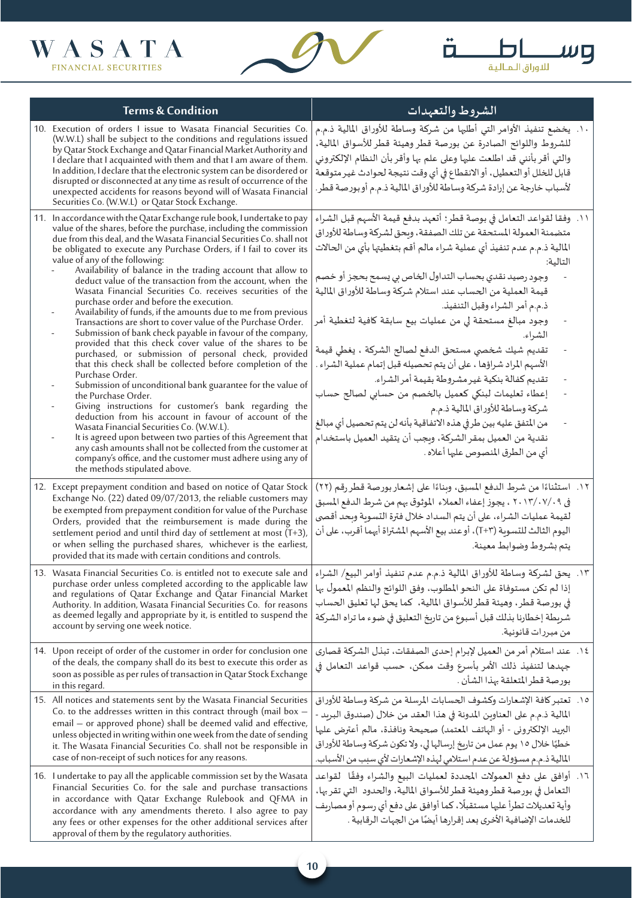| Terms & Condition | الشروط والتعهدات |
|---|---|
| 10. Execution of orders I issue to Wasata Financial Securities Co. (W.W.L) shall be subject to the conditions and regulations issued by Qatar Stock Exchange and Qatar Financial Market Authority and I declare that I acquainted with them and that I am aware of them. In addition, I declare that the electronic system can be disordered or disrupted or disconnected at any time as result of occurrence of the unexpected accidents for reasons beyond will of Wasata Financial Securities Co. (W.W.L) or Qatar Stock Exchange. | ١٠. يخضع تنفيذ الأوامر التي أطلها من شركة وساطة للأوراق المالية ذ.م.م للشروط واللوائح الصادرة عن بورصة قطر وهيئة قطر للأسواق المالية، والتي أقر بأنني قد اطلعت عليها وعلى علم بها وأقر بأن النظام الإلكتروني قابل للخلل أو التعطيل، أو الانقطاع في أي وقت نتيجة لحوادث غير متوقعة لأسباب خارجة عن إرادة شركة وساطة للأوراق المالية ذ.م.م أو بورصة قطر. |
| 11. In accordance with the Qatar Exchange rule book, I undertake to pay value of the shares, before the purchase, including the commission due from this deal, and the Wasata Financial Securities Co. shall not be obligated to execute any Purchase Orders, if I fail to cover its value of any of the following:<br>- Availability of balance in the trading account that allow to deduct value of the transaction from the account, when the Wasata Financial Securities Co. receives securities of the purchase order and before the execution.<br>- Availability of funds, if the amounts due to me from previous Transactions are short to cover value of the Purchase Order.<br>- Submission of bank check payable in favour of the company, provided that this check cover value of the shares to be purchased, or submission of personal check, provided that this check shall be collected before completion of the Purchase Order.<br>- Submission of unconditional bank guarantee for the value of the Purchase Order.<br>- Giving instructions for customer's bank regarding the deduction from his account in favour of account of the Wasata Financial Securities Co. (W.W.L).<br>- It is agreed upon between two parties of this Agreement that any cash amounts shall not be collected from the customer at company's office, and the customer must adhere using any of the methods stipulated above. | ١١. وفقا لقواعد التعامل في بورصة قطر؛ أتعهد بدفع قيمة الأسهم قبل الشراء متضمنة العمولة المستحقة عن تلك الصفقة، ويحق لشركة وساطة للأوراق المالية ذ.م.م عدم تنفيذ أي عملية شراء مالم أقم بتغطيتها بأي من الحالات التالية:<br>- وجود رصيد نقدي بحساب التداول الخاص بي يسمح بحجز أو خصم قيمة العملية من الحساب عند استلام شركة وساطة للأوراق المالية ذ.م.م أمر الشراء وقبل التنفيذ.<br>- وجود مبالغ مستحقة لي من عمليات بيع سابقة كافية لتغطية أمر الشراء.<br>- تقديم شيك شخصي مستحق الدفع لصالح الشركة ، يغطي قيمة الأسهم المراد شراؤها ، على أن يتم تحصيله قبل إتمام عملية الشراء .<br>- تقديم كفالة بنكية غير مشروطة بقيمة أمر الشراء.<br>- إعطاء تعليمات لبنكي كعميل بالخصم من حسابي لصالح حساب شركة وساطة للأوراق المالية ذ.م.م<br>- من المتفق عليه بين طرفي هذه الاتفاقية بأنه لن يتم تحصيل أي مبالغ نقدية من العميل بمقر الشركة، ويجب أن يتقيد العميل باستخدام أي من الطرق المنصوص عليها أعلاه . |
| 12. Except prepayment condition and based on notice of Qatar Stock Exchange No. (22) dated 09/07/2013, the reliable customers may be exempted from prepayment condition for value of the Purchase Orders, provided that the reimbursement is made during the settlement period and until third day of settlement at most (T+3), or when selling the purchased shares, whichever is the earliest, provided that its made with certain conditions and controls. | ١٢. استثناءًا من شرط الدفع المسبق، وبناءًا على إشعار بورصة قطر رقم (٢٢) في ٢٠١٣/٠٧/٠٩ ، يجوز إعفاء العملاء الموثوق بهم من شرط الدفع المسبق لقيمة عمليات الشراء، على أن يتم السداد خلال فترة التسوية وبحد أقصى اليوم الثالث للتسوية (T+3)، أو عند بيع الأسهم المشتراة أيهما أقرب، على أن يتم بشروط وضوابط معينة. |
| 13. Wasata Financial Securities Co. is entitled not to execute sale and purchase order unless completed according to the applicable law and regulations of Qatar Exchange and Qatar Financial Market Authority. In addition, Wasata Financial Securities Co. for reasons as deemed legally and appropriate by it, is entitled to suspend the account by serving one week notice. | ١٣. يحق لشركة وساطة للأوراق المالية ذ.م.م عدم تنفيذ أوامر البيع/ الشراء إذا لم تكن مستوفاة على النحو المطلوب، وفق اللوائح والنظم المعمول بها في بورصة قطر، وهيئة قطر للأسواق المالية، كما يحق لها تعليق الحساب شريطة إخطارنا بذلك قبل أسبوع من تاريخ التعليق في ضوء ما تراه الشركة من مبررات قانونية. |
| 14. Upon receipt of order of the customer in order for conclusion one of the deals, the company shall do its best to execute this order as soon as possible as per rules of transaction in Qatar Stock Exchange in this regard. | ١٤. عند استلام أمر من العميل لإبرام إحدى الصفقات، تبذل الشركة قصارى جهدها لتنفيذ ذلك الأمر بأسرع وقت ممكن، حسب قواعد التعامل في بورصة قطر المتعلقة بهذا الشأن . |
| 15. All notices and statements sent by the Wasata Financial Securities Co. to the addresses written in this contract through (mail box – email – or approved phone) shall be deemed valid and effective, unless objected in writing within one week from the date of sending it. The Wasata Financial Securities Co. shall not be responsible in case of non-receipt of such notices for any reasons. | ١٥. تعتبر كافة الإشعارات وكشوف الحسابات المرسلة من شركة وساطة للأوراق المالية ذ.م.م على العناوين المدونة في هذا العقد من خلال (صندوق البريد - البريد الإلكتروني - أو الهاتف المعتمد) صحيحة ونافذة، مالم أعترض عليها خطيًا خلال ١٥ يوم عمل من تاريخ إرسالها لي، ولا تكون شركة وساطة للأوراق المالية ذ.م.م مسؤولة عن عدم استلامي لهذه الإشعارات لأي سبب من الأسباب. |
| 16. I undertake to pay all the applicable commission set by the Wasata Financial Securities Co. for the sale and purchase transactions in accordance with Qatar Exchange Rulebook and QFMA in accordance with any amendments thereto. I also agree to pay any fees or other expenses for the other additional services after approval of them by the regulatory authorities. | ١٦. أوافق على دفع العمولات المحددة لعمليات البيع والشراء وفقًا لقواعد التعامل في بورصة قطر وهيئة قطر للأسواق المالية، والحدود التي تقرها، وأية تعديلات تطرأ عليها مستقبلًا، كما أوافق على دفع أي رسوم أو مصاريف للخدمات الإضافية الأخرى بعد إقرارها أيضًا من الجهات الرقابية . |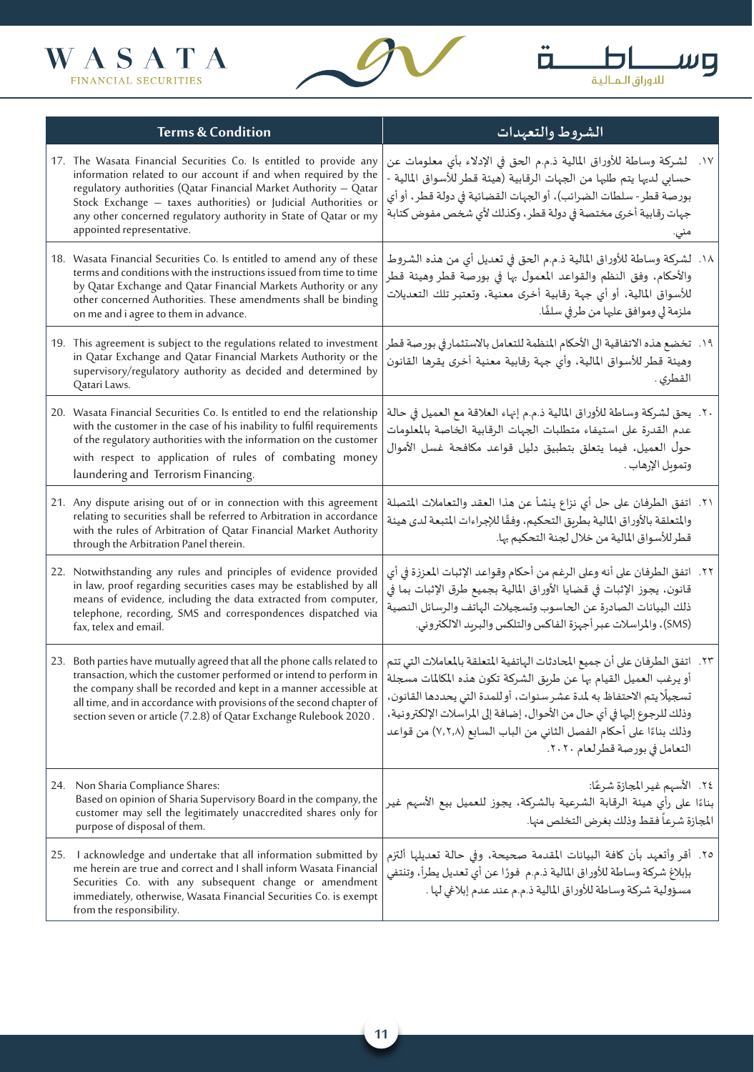| Terms & Condition | الشروط والتعهدات |
|---|---|
| 17. The Wasata Financial Securities Co. Is entitled to provide any information related to our account if and when required by the regulatory authorities (Qatar Financial Market Authority – Qatar Stock Exchange – taxes authorities) or Judicial Authorities or any other concerned regulatory authority in State of Qatar or my appointed representative. | ١٧. لشركة وساطة للأوراق المالية ذ.م.م الحق في الإدلاء بأي معلومات عن حسابي لديها يتم طلبها من الجهات الرقابية (هيئة قطر للأسواق المالية - بورصة قطر - سلطات الضرائب)، أو الجهات القضائية في دولة قطر، أو أي جهات رقابية أخرى مختصة في دولة قطر، وكذلك لأي شخص مفوض كتابة مني. |
| 18. Wasata Financial Securities Co. Is entitled to amend any of these terms and conditions with the instructions issued from time to time by Qatar Exchange and Qatar Financial Markets Authority or any other concerned Authorities. These amendments shall be binding on me and i agree to them in advance. | ١٨. لشركة وساطة للأوراق المالية ذ.م.م الحق في تعديل أي من هذه الشروط والأحكام، وفق النظم والقواعد المعمول بها في بورصة قطر وهيئة قطر للأسواق المالية، أو أي جهة رقابية أخرى معنية، وتعتبر تلك التعديلات ملزمة لي وموافق عليها من طرفي سلفًا. |
| 19. This agreement is subject to the regulations related to investment in Qatar Exchange and Qatar Financial Markets Authority or the supervisory/regulatory authority as decided and determined by Qatari Laws. | ١٩. تخضع هذه الاتفاقية الى الأحكام المنظمة للتعامل بالاستثمار في بورصة قطر وهيئة قطر للأسواق المالية، وأي جهة رقابية معنية أخرى يقرها القانون القطري. |
| 20. Wasata Financial Securities Co. Is entitled to end the relationship with the customer in the case of his inability to fulfil requirements of the regulatory authorities with the information on the customer with respect to application of rules of combating money laundering and Terrorism Financing. | ٢٠. يحق لشركة وساطة للأوراق المالية ذ.م.م إنهاء العلاقة مع العميل في حالة عدم القدرة على استيفاء متطلبات الجهات الرقابية الخاصة بالمعلومات حول العميل، فيما يتعلق بتطبيق دليل قواعد مكافحة غسل الأموال وتمويل الإرهاب. |
| 21. Any dispute arising out of or in connection with this agreement relating to securities shall be referred to Arbitration in accordance with the rules of Arbitration of Qatar Financial Market Authority through the Arbitration Panel therein. | ٢١. اتفق الطرفان على حل أي نزاع ينشأ عن هذا العقد والتعاملات المتصلة والمتعلقة بالأوراق المالية بطريق التحكيم، وفقًا للإجراءات المتبعة لدى هيئة قطر للأسواق المالية من خلال لجنة التحكيم بها. |
| 22. Notwithstanding any rules and principles of evidence provided in law, proof regarding securities cases may be established by all means of evidence, including the data extracted from computer, telephone, recording, SMS and correspondences dispatched via fax, telex and email. | ٢٢. اتفق الطرفان على أنه وعلى الرغم من أحكام وقواعد الإثبات المعززة في أي قانون، يجوز الإثبات في قضايا الأوراق المالية بجميع طرق الإثبات بما في ذلك البيانات الصادرة عن الحاسوب وتسجيلات الهاتف والرسائل النصية (SMS)، والمراسلات عبر أجهزة الفاكس والتلكس والبريد الالكتروني. |
| 23. Both parties have mutually agreed that all the phone calls related to transaction, which the customer performed or intend to perform in the company shall be recorded and kept in a manner accessible at all time, and in accordance with provisions of the second chapter of section seven or article (7.2.8) of Qatar Exchange Rulebook 2020. | ٢٣. اتفق الطرفان على أن جميع المحادثات الهاتفية المتعلقة بالمعاملات التي تتم أو يرغب العميل القيام بها عن طريق الشركة تكون هذه المكالمات مسجلة تسجيلًا يتم الاحتفاظ به لمدة عشر سنوات، أو للمدة التي يحددها القانون، وذلك للرجوع إليها في أي حال من الأحوال، إضافة إلى المراسلات الإلكترونية، وذلك بناءًا على أحكام الفصل الثاني من الباب السابع (٧,٢,٨) من قواعد التعامل في بورصة قطر لعام ٢٠٢٠. |
| 24. Non Sharia Compliance Shares: Based on opinion of Sharia Supervisory Board in the company, the customer may sell the legitimately unaccredited shares only for purpose of disposal of them. | ٢٤. الأسهم غير المجازة شرعًا: بناءًا على رأي هيئة الرقابة الشرعية بالشركة، يجوز للعميل بيع الأسهم غير المجازة شرعاً فقط وذلك بغرض التخلص منها. |
| 25. I acknowledge and undertake that all information submitted by me herein are true and correct and I shall inform Wasata Financial Securities Co. with any subsequent change or amendment immediately, otherwise, Wasata Financial Securities Co. is exempt from the responsibility. | ٢٥. أقر وأتعهد بأن كافة البيانات المقدمة صحيحة، وفي حالة تعديلها ألتزم بإبلاغ شركة وساطة للأوراق المالية ذ.م.م فورًا عن أي تعديل يطرأ، وتنتفي مسؤولية شركة وساطة للأوراق المالية ذ.م.م عند عدم إبلاغي لها. |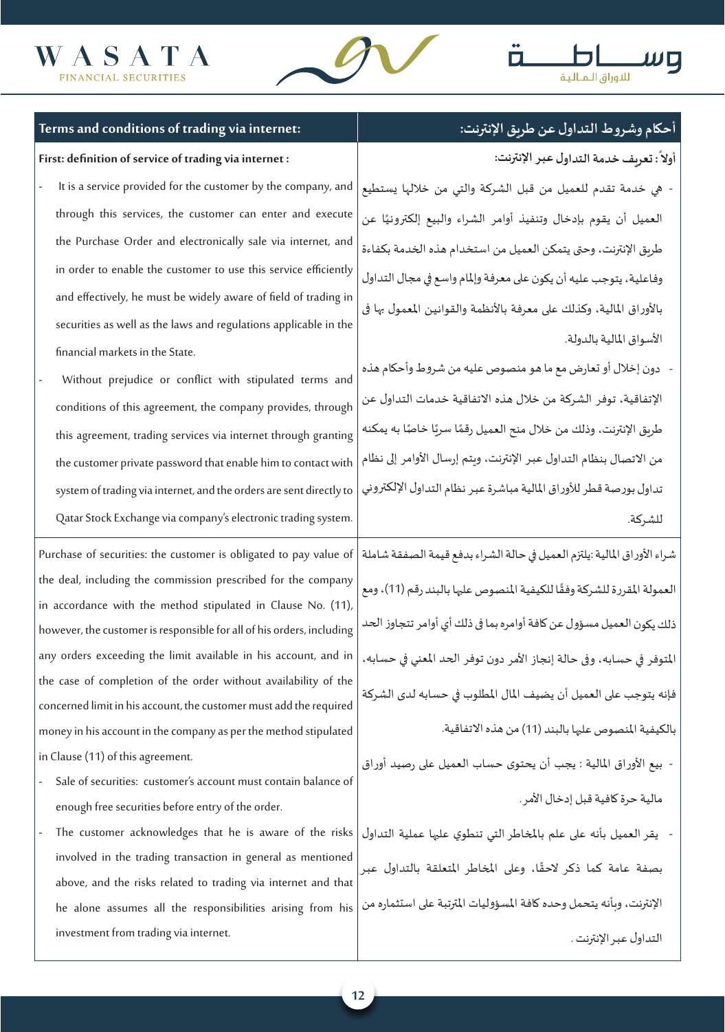| Terms and conditions of trading via internet: | أحكام وشروط التداول عن طريق الإنترنت: |
|---|---|
| **First: definition of service of trading via internet :** | **أولاً : تعريف خدمة التداول عبر الإنترنت:** |
| - It is a service provided for the customer by the company, and through this services, the customer can enter and execute the Purchase Order and electronically sale via internet, and in order to enable the customer to use this service efficiently and effectively, he must be widely aware of field of trading in securities as well as the laws and regulations applicable in the financial markets in the State.<br>- Without prejudice or conflict with stipulated terms and conditions of this agreement, the company provides, through this agreement, trading services via internet through granting the customer private password that enable him to contact with system of trading via internet, and the orders are sent directly to Qatar Stock Exchange via company's electronic trading system. | - هي خدمة تقدم للعميل من قبل الشركة والتي من خلالها يستطيع العميل أن يقوم بإدخال وتنفيذ أوامر الشراء والبيع إلكترونيًا عن طريق الإنترنت، وحتى يتمكن العميل من استخدام هذه الخدمة بكفاءة وفاعلية، يتوجب عليه أن يكون على معرفة وإلمام واسع في مجال التداول بالأوراق المالية، وكذلك على معرفة بالأنظمة والقوانين المعمول بها في الأسواق المالية بالدولة.<br>- دون إخلال أو تعارض مع ما هو منصوص عليه من شروط وأحكام هذه الإتفاقية، توفر الشركة من خلال هذه الاتفاقية خدمات التداول عن طريق الإنترنت، وذلك من خلال منح العميل رقمًا سريًا خاصًا به يمكنه من الاتصال بنظام التداول عبر الإنترنت، ويتم إرسال الأوامر إلى نظام تداول بورصة قطر للأوراق المالية مباشرة عبر نظام التداول الإلكتروني للشركة. |
| Purchase of securities: the customer is obligated to pay value of the deal, including the commission prescribed for the company in accordance with the method stipulated in Clause No. (11), however, the customer is responsible for all of his orders, including any orders exceeding the limit available in his account, and in the case of completion of the order without availability of the concerned limit in his account, the customer must add the required money in his account in the company as per the method stipulated in Clause (11) of this agreement.<br>- Sale of securities: customer's account must contain balance of enough free securities before entry of the order.<br>- The customer acknowledges that he is aware of the risks involved in the trading transaction in general as mentioned above, and the risks related to trading via internet and that he alone assumes all the responsibilities arising from his investment from trading via internet. | شراء الأوراق المالية :يلتزم العميل في حالة الشراء بدفع قيمة الصفقة شاملة العمولة المقررة للشركة وفقًا للكيفية المنصوص عليها بالبند رقم (11)، ومع ذلك يكون العميل مسؤول عن كافة أوامره بما في ذلك أي أوامر تتجاوز الحد المتوفر في حسابه، وفي حالة إنجاز الأمر دون توفر الحد المعني في حسابه، فإنه يتوجب على العميل أن يضيف المال المطلوب في حسابه لدى الشركة بالكيفية المنصوص عليها بالبند (11) من هذه الاتفاقية.<br>- بيع الأوراق المالية : يجب أن يحتوى حساب العميل على رصيد أوراق مالية حرة كافية قبل إدخال الأمر.<br>- يقر العميل بأنه على علم بالمخاطر التي تنطوي عليها عملية التداول بصفة عامة كما ذكر لاحقًا، وعلى المخاطر المتعلقة بالتداول عبر الإنترنت، وبأنه يتحمل وحده كافة المسؤوليات المترتبة على استثماره من التداول عبر الإنترنت . |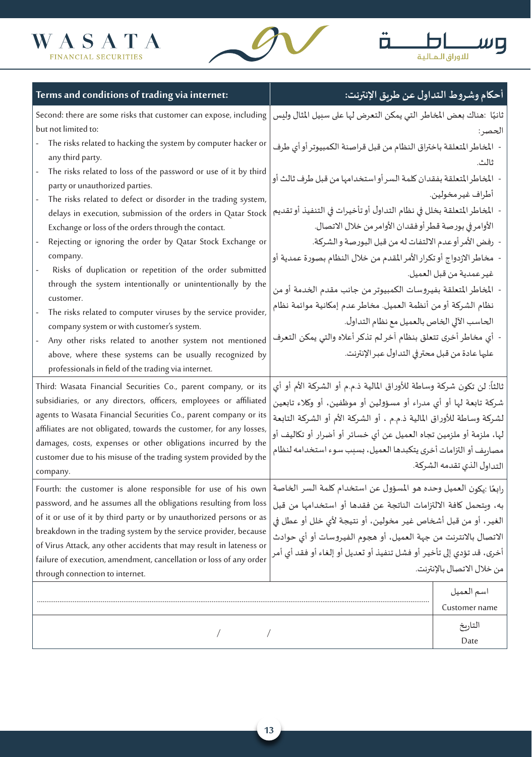| Terms and conditions of trading via internet: | أحكام وشروط التداول عن طريق الإنترنت: |
|---|---|
| Second: there are some risks that customer can expose, including but not limited to:<br>- The risks related to hacking the system by computer hacker or any third party.<br>- The risks related to loss of the password or use of it by third party or unauthorized parties.<br>- The risks related to defect or disorder in the trading system, delays in execution, submission of the orders in Qatar Stock Exchange or loss of the orders through the contact.<br>- Rejecting or ignoring the order by Qatar Stock Exchange or company.<br>- Risks of duplication or repetition of the order submitted through the system intentionally or unintentionally by the customer.<br>- The risks related to computer viruses by the service provider, company system or with customer's system.<br>- Any other risks related to another system not mentioned above, where these systems can be usually recognized by professionals in field of the trading via internet. | ثانيًا :هناك بعض المخاطر التي يمكن التعرض لها على سبيل المثال وليس الحصر:<br>- المخاطر المتعلقة باختراق النظام من قبل قراصنة الكمبيوتر أو أي طرف ثالث.<br>- المخاطر المتعلقة بفقدان كلمة السر أو استخدامها من قبل طرف ثالث أو أطراف غير مخولين.<br>- المخاطر المتعلقة بخلل في نظام التداول أو تأخيرات في التنفيذ أو تقديم الأوامر في بورصة قطر أو فقدان الأوامر من خلال الاتصال.<br>- رفض الأمر أو عدم الالتفات له من قبل البورصة والشركة.<br>- مخاطر الازدواج أو تكرار الأمر المقدم من خلال النظام بصورة عمدية أو غير عمدية من قبل العميل.<br>- المخاطر المتعلقة بفيروسات الكمبيوتر من جانب مقدم الخدمة أو من نظام الشركة أو من أنظمة العميل. مخاطر عدم إمكانية موائمة نظام الحاسب الآلي الخاص بالعميل مع نظام التداول.<br>- أي مخاطر أخرى تتعلق بنظام آخر لم تذكر أعلاه والتي يمكن التعرف عليها عادة من قبل محترفي التداول عبر الإنترنت. |
| Third: Wasata Financial Securities Co., parent company, or its subsidiaries, or any directors, officers, employees or affiliated agents to Wasata Financial Securities Co., parent company or its affiliates are not obligated, towards the customer, for any losses, damages, costs, expenses or other obligations incurred by the customer due to his misuse of the trading system provided by the company. | ثالثاً: لن تكون شركة وساطة للأوراق المالية ذ.م.م أو الشركة الأم أو أي شركة تابعة لها أو أي مدراء أو مسؤولين أو موظفين، أو وكلاء تابعين لشركة وساطة للأوراق المالية ذ.م.م ، أو الشركة الأم أو الشركة التابعة لها، ملزمة أو ملزمين تجاه العميل عن أي خسائر أو أضرار أو تكاليف أو مصاريف أو التزامات أخرى يتكبدها العميل، بسبب سوء استخدامه لنظام التداول الذي تقدمه الشركة. |
| Fourth: the customer is alone responsible for use of his own password, and he assumes all the obligations resulting from loss of it or use of it by third party or by unauthorized persons or as breakdown in the trading system by the service provider, because of Virus Attack, any other accidents that may result in lateness or failure of execution, amendment, cancellation or loss of any order through connection to internet. | رابعًا :يكون العميل وحده هو المسؤول عن استخدام كلمة السر الخاصة به، ويتحمل كافة الالتزامات الناتجة عن فقدها أو استخدامها من قبل الغير، أو من قبل أشخاص غير مخولين، أو نتيجة لأي خلل أو عطل في الاتصال بالانترنت من جهة العميل، أو هجوم الفيروسات أو أي حوادث أخرى، قد تؤدي إلى تأخير أو فشل تنفيذ أو تعديل أو إلغاء أو فقد أي أمر من خلال الاتصال بالإنترنت. |

| | اسم العميل<br>Customer name |
|---|---|
| ........................................ | |
| / / | التاريخ<br>Date |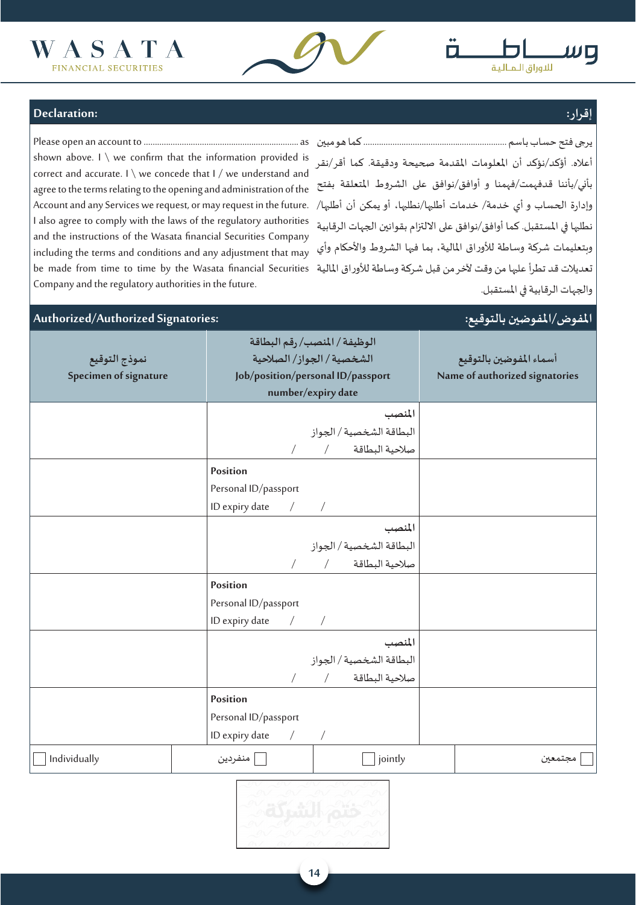WASATA FINANCIAL SECURITIES

وساطة للاوراق المالية

## Declaration: إقرار:

Please open an account to .................................................................... as shown above. I \ we confirm that the information provided is correct and accurate. I \ we concede that I / we understand and agree to the terms relating to the opening and administration of the Account and any Services we request, or may request in the future. I also agree to comply with the laws of the regulatory authorities and the instructions of the Wasata financial Securities Company including the terms and conditions and any adjustment that may be made from time to time by the Wasata financial Securities Company and the regulatory authorities in the future.

يرجى فتح حساب باسم ................................................................ كما هو مبين أعلاه. أؤكد/نؤكد أن المعلومات المقدمة صحيحة ودقيقة. كما أقر/نقر بأني/بأننا قدفهمت/فهمنا و أوافق/نوافق على الشروط المتعلقة بفتح وإدارة الحساب و أي خدمة/ خدمات أطلبها/نطلبها، أو يمكن أن أطلبها/ نطلبها في المستقبل. كما أوافق/نوافق على الالتزام بقوانين الجهات الرقابية وبتعليمات شركة وساطة للأوراق المالية، بما فيها الشروط والأحكام وأي تعديلات قد تطرأ عليها من وقت لآخر من قبل شركة وساطة للأوراق المالية والجهات الرقابية في المستقبل.

## Authorized/Authorized Signatories: المفوض/المفوضين بالتوقيع:

| نموذج التوقيع<br>Specimen of signature | الوظيفة / المنصب/ رقم البطاقة الشخصية / الجواز/ الصلاحية<br>Job/position/personal ID/passport number/expiry date | أسماء المفوضين بالتوقيع<br>Name of authorized signatories |
|---|---|---|
| | المنصب<br>البطاقة الشخصية / الجواز<br>صلاحية البطاقة / / | |
| | Position<br>Personal ID/passport<br>ID expiry date / / | |
| | المنصب<br>البطاقة الشخصية / الجواز<br>صلاحية البطاقة / / | |
| | Position<br>Personal ID/passport<br>ID expiry date / / | |
| | المنصب<br>البطاقة الشخصية / الجواز<br>صلاحية البطاقة / / | |
| | Position<br>Personal ID/passport<br>ID expiry date / / | |

| ☐ Individually | ☐ منفردين | ☐ jointly | ☐ مجتمعين |
|---|---|---|---|

ختم الشركة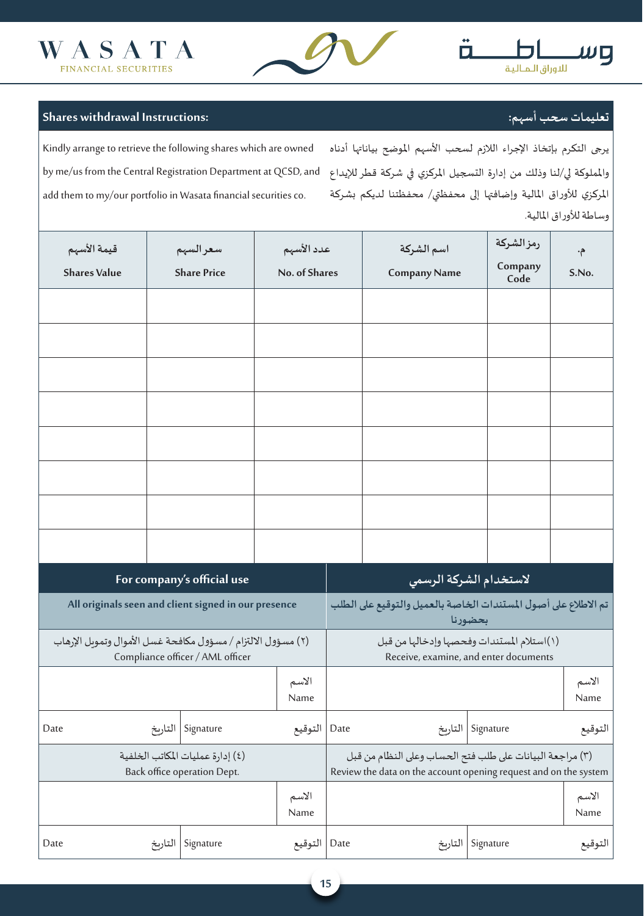## Shares withdrawal Instructions: / تعليمات سحب أسهم:

Kindly arrange to retrieve the following shares which are owned by me/us from the Central Registration Department at QCSD, and add them to my/our portfolio in Wasata financial securities co.

يرجى التكرم بإتخاذ الإجراء اللازم لسحب الأسهم الموضح بياناتها أدناه والمملوكة لي/لنا وذلك من إدارة التسجيل المركزي في شركة قطر للإيداع المركزي للأوراق المالية وإضافتها إلى محفظتي/ محفظتنا لديكم بشركة وساطة للأوراق المالية.

| قيمة الأسهم<br>Shares Value | سعر السهم<br>Share Price | عدد الأسهم<br>No. of Shares | اسم الشركة<br>Company Name | رمز الشركة<br>Company Code | م.<br>S.No. |
|---|---|---|---|---|---|
| | | | | | |
| | | | | | |
| | | | | | |
| | | | | | |
| | | | | | |
| | | | | | |
| | | | | | |
| | | | | | |

## For company's official use / لاستخدام الشركة الرسمي

**All originals seen and client signed in our presence** / **تم الاطلاع على أصول المستندات الخاصة بالعميل والتوقيع على الطلب بحضورنا**

| (٢) مسؤول الالتزام / مسؤول مكافحة غسل الأموال وتمويل الإرهاب<br>Compliance officer / AML officer | | | (١)استلام المستندات وفحصها وإدخالها من قبل<br>Receive, examine, and enter documents | | |
|---|---|---|---|---|---|
| | | الاسم<br>Name | | | الاسم<br>Name |
| Date التاريخ | Signature | التوقيع | Date التاريخ | Signature | التوقيع |

| (٤) إدارة عمليات المكاتب الخلفية<br>Back office operation Dept. | | | (٣) مراجعة البيانات على طلب فتح الحساب وعلى النظام من قبل<br>Review the data on the account opening request and on the system | | |
|---|---|---|---|---|---|
| | | الاسم<br>Name | | | الاسم<br>Name |
| Date التاريخ | Signature | التوقيع | Date التاريخ | Signature | التوقيع |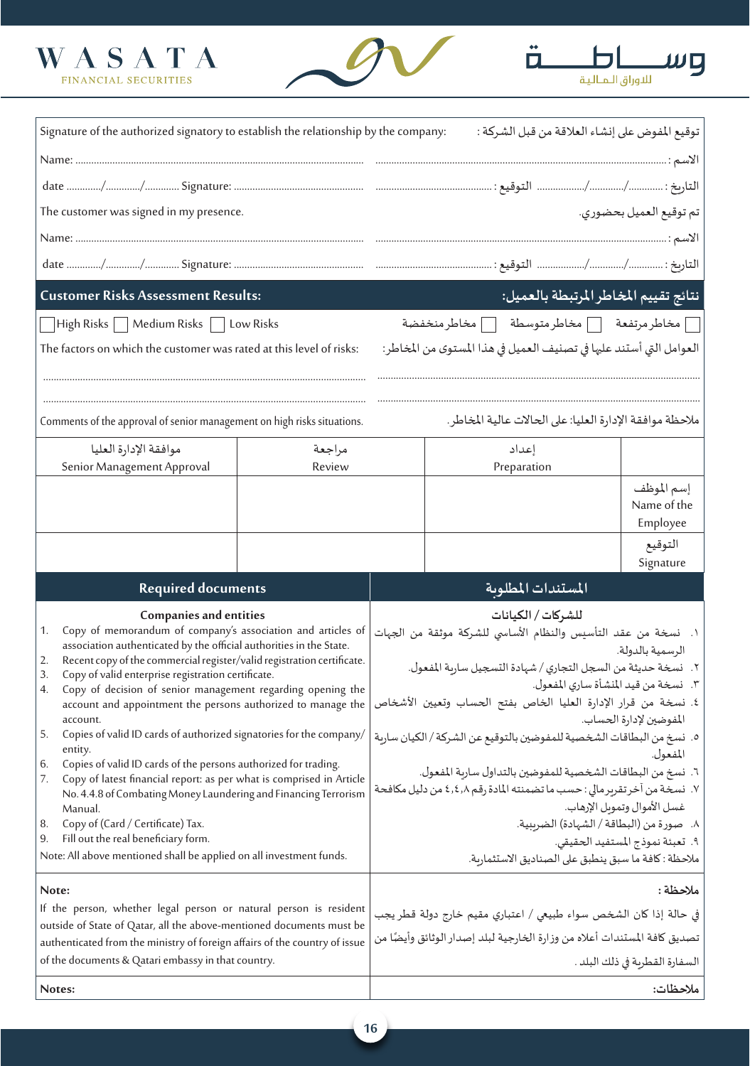| Signature of the authorized signatory to establish the relationship by the company: | توقيع المفوض على إنشاء العلاقة من قبل الشركة : |
|---|---|
| Name: ............................................................ | الاسم : ............................................................ |
| date ............/............/............ Signature: ........................................ | التاريخ : ............/............/............ التوقيع : ........................................ |
| The customer was signed in my presence. | تم توقيع العميل بحضوري. |
| Name: ............................................................ | الاسم : ............................................................ |
| date ............/............/............ Signature: ........................................ | التاريخ : ............/............/............ التوقيع : ........................................ |

## Customer Risks Assessment Results: | نتائج تقييم المخاطر المرتبطة بالعميل:

☐ High Risks ☐ Medium Risks ☐ Low Risks | ☐ مخاطر مرتفعة ☐ مخاطر متوسطة ☐ مخاطر منخفضة

The factors on which the customer was rated at this level of risks: | العوامل التي أستند عليها في تصنيف العميل في هذا المستوى من المخاطر:

........................................................................................................

........................................................................................................

Comments of the approval of senior management on high risks situations. | ملاحظة موافقة الإدارة العليا: على الحالات عالية المخاطر.

| موافقة الإدارة العليا Senior Management Approval | مراجعة Review | إعداد Preparation | |
|---|---|---|---|
| | | | إسم الموظف Name of the Employee |
| | | | التوقيع Signature |

## Required documents | المستندات المطلوبة

### Companies and entities

1. Copy of memorandum of company's association and articles of association authenticated by the official authorities in the State.
2. Recent copy of the commercial register/valid registration certificate.
3. Copy of valid enterprise registration certificate.
4. Copy of decision of senior management regarding opening the account and appointment the persons authorized to manage the account.
5. Copies of valid ID cards of authorized signatories for the company/ entity.
6. Copies of valid ID cards of the persons authorized for trading.
7. Copy of latest financial report: as per what is comprised in Article No. 4.4.8 of Combating Money Laundering and Financing Terrorism Manual.
8. Copy of (Card / Certificate) Tax.
9. Fill out the real beneficiary form.

Note: All above mentioned shall be applied on all investment funds.

### للشركات / الكيانات

١. نسخة من عقد التأسيس والنظام الأساسي للشركة موثقة من الجهات الرسمية بالدولة.
٢. نسخة حديثة من السجل التجاري / شهادة التسجيل سارية المفعول.
٣. نسخة من قيد المنشأة ساري المفعول.
٤. نسخة من قرار الإدارة العليا الخاص بفتح الحساب وتعيين الأشخاص المفوضين لإدارة الحساب.
٥. نسخ من البطاقات الشخصية للمفوضين بالتوقيع عن الشركة / الكيان سارية المفعول.
٦. نسخ من البطاقات الشخصية للمفوضين بالتداول سارية المفعول.
٧. نسخة من آخر تقرير مالي : حسب ما تضمنته المادة رقم ٤،٤،٨ من دليل مكافحة غسل الأموال وتمويل الإرهاب.
٨. صورة من (البطاقة / الشهادة) الضريبية.
٩. تعبئة نموذج المستفيد الحقيقي.

ملاحظة : كافة ما سبق ينطبق على الصناديق الاستثمارية.

**Note:**

If the person, whether legal person or natural person is resident outside of State of Qatar, all the above-mentioned documents must be authenticated from the ministry of foreign affairs of the country of issue of the documents & Qatari embassy in that country.

**ملاحظة :**

في حالة إذا كان الشخص سواء طبيعي / اعتباري مقيم خارج دولة قطر يجب تصديق كافة المستندات أعلاه من وزارة الخارجية لبلد إصدار الوثائق وأيضًا من السفارة القطرية في ذلك البلد .

**Notes:** | **ملاحظات:**